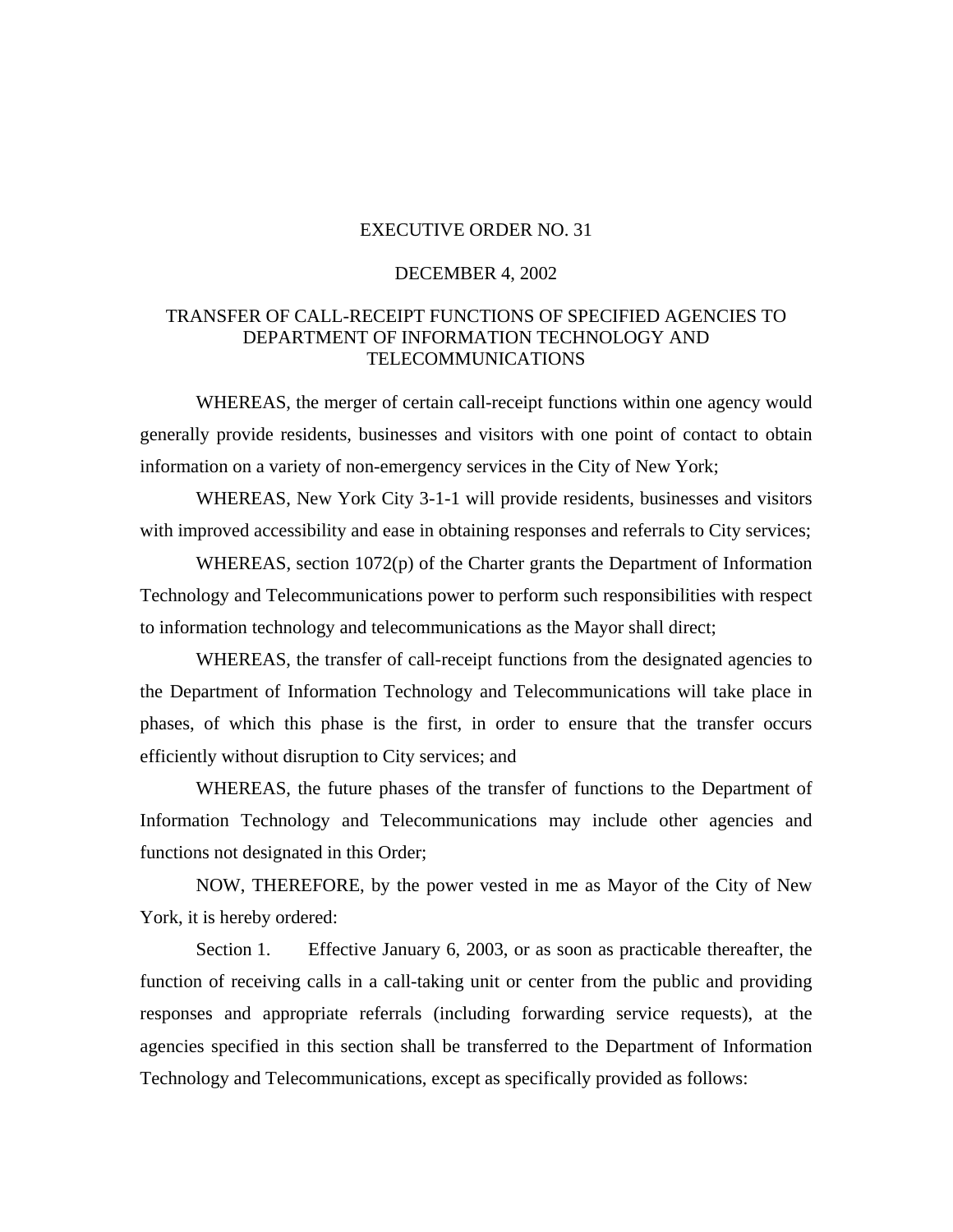# EXECUTIVE ORDER NO. 31

## DECEMBER 4, 2002

## TRANSFER OF CALL-RECEIPT FUNCTIONS OF SPECIFIED AGENCIES TO DEPARTMENT OF INFORMATION TECHNOLOGY AND TELECOMMUNICATIONS

WHEREAS, the merger of certain call-receipt functions within one agency would generally provide residents, businesses and visitors with one point of contact to obtain information on a variety of non-emergency services in the City of New York;

WHEREAS, New York City 3-1-1 will provide residents, businesses and visitors with improved accessibility and ease in obtaining responses and referrals to City services;

WHEREAS, section 1072(p) of the Charter grants the Department of Information Technology and Telecommunications power to perform such responsibilities with respect to information technology and telecommunications as the Mayor shall direct;

WHEREAS, the transfer of call-receipt functions from the designated agencies to the Department of Information Technology and Telecommunications will take place in phases, of which this phase is the first, in order to ensure that the transfer occurs efficiently without disruption to City services; and

WHEREAS, the future phases of the transfer of functions to the Department of Information Technology and Telecommunications may include other agencies and functions not designated in this Order;

NOW, THEREFORE, by the power vested in me as Mayor of the City of New York, it is hereby ordered:

Section 1. Effective January 6, 2003, or as soon as practicable thereafter, the function of receiving calls in a call-taking unit or center from the public and providing responses and appropriate referrals (including forwarding service requests), at the agencies specified in this section shall be transferred to the Department of Information Technology and Telecommunications, except as specifically provided as follows: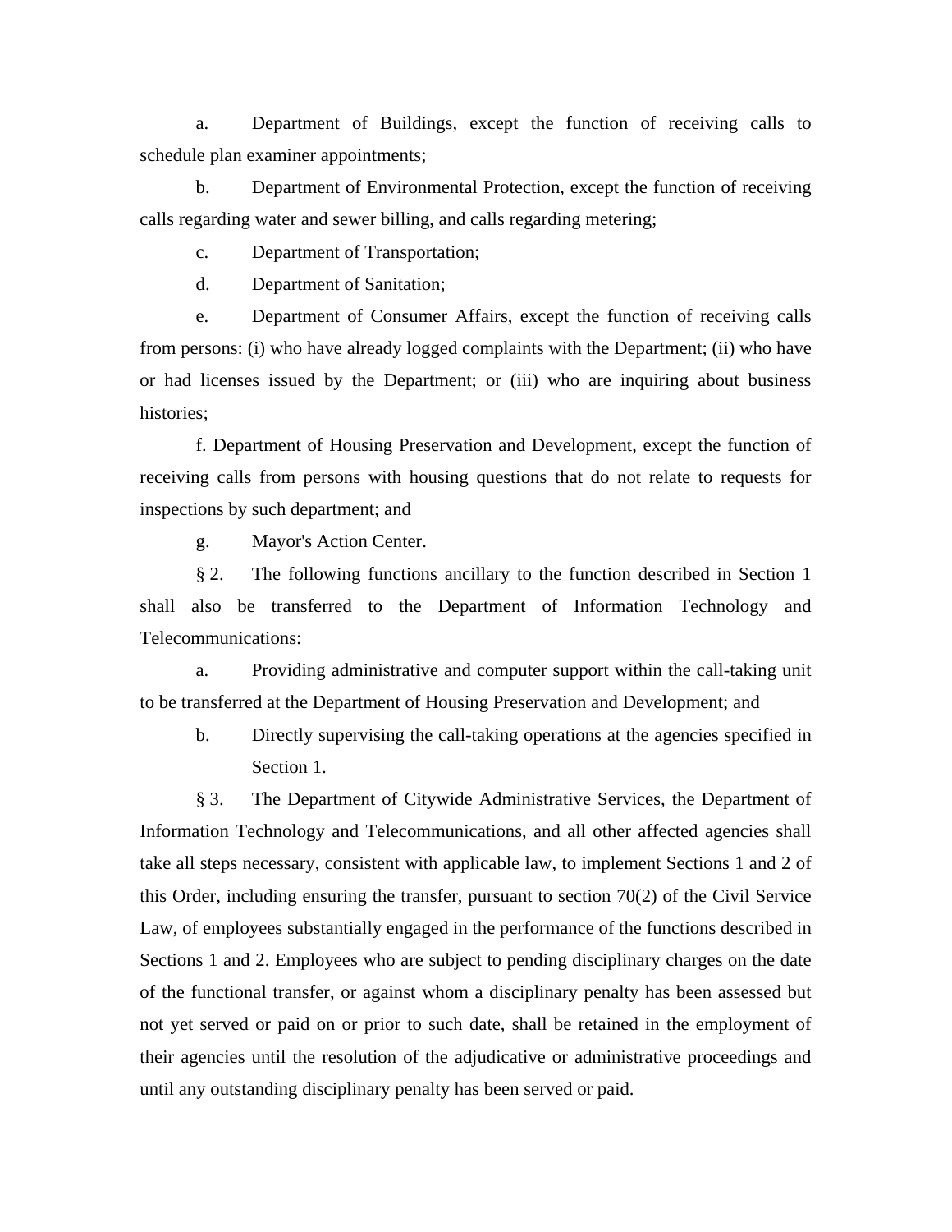a. Department of Buildings, except the function of receiving calls to schedule plan examiner appointments;

b. Department of Environmental Protection, except the function of receiving calls regarding water and sewer billing, and calls regarding metering;

c. Department of Transportation;

d. Department of Sanitation;

e. Department of Consumer Affairs, except the function of receiving calls from persons: (i) who have already logged complaints with the Department; (ii) who have or had licenses issued by the Department; or (iii) who are inquiring about business histories;

f. Department of Housing Preservation and Development, except the function of receiving calls from persons with housing questions that do not relate to requests for inspections by such department; and

g. Mayor's Action Center.

§ 2. The following functions ancillary to the function described in Section 1 shall also be transferred to the Department of Information Technology and Telecommunications:

a. Providing administrative and computer support within the call-taking unit to be transferred at the Department of Housing Preservation and Development; and

b. Directly supervising the call-taking operations at the agencies specified in Section 1.

§ 3. The Department of Citywide Administrative Services, the Department of Information Technology and Telecommunications, and all other affected agencies shall take all steps necessary, consistent with applicable law, to implement Sections 1 and 2 of this Order, including ensuring the transfer, pursuant to section 70(2) of the Civil Service Law, of employees substantially engaged in the performance of the functions described in Sections 1 and 2. Employees who are subject to pending disciplinary charges on the date of the functional transfer, or against whom a disciplinary penalty has been assessed but not yet served or paid on or prior to such date, shall be retained in the employment of their agencies until the resolution of the adjudicative or administrative proceedings and until any outstanding disciplinary penalty has been served or paid.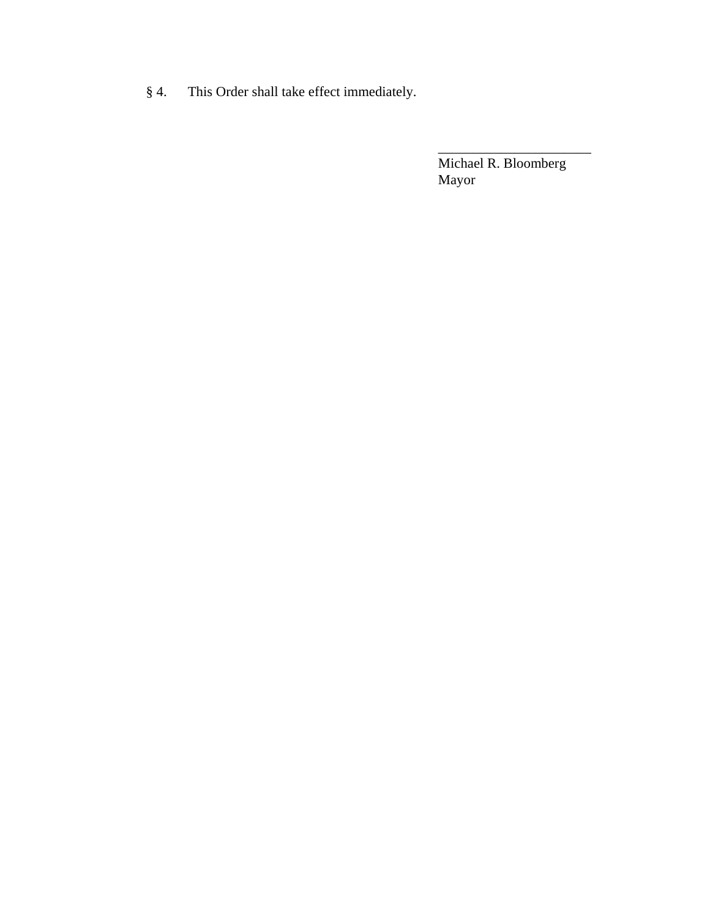§ 4. This Order shall take effect immediately.

\_\_\_\_\_\_\_\_\_\_\_\_\_\_\_\_\_\_\_\_\_\_\_\_

Michael R. Bloomberg
Mayor